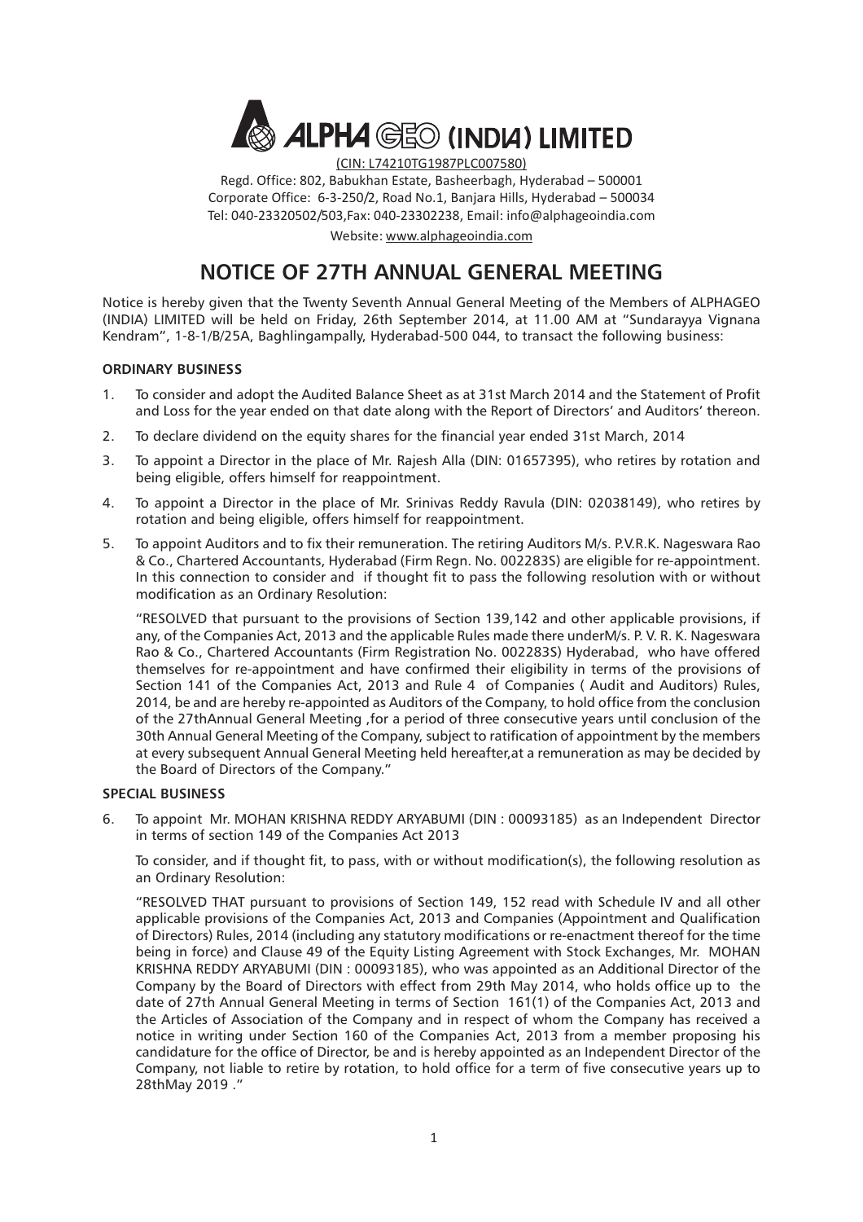# ALPHA GEO (INDIA) LIMITED

(CIN: L74210TG1987PLC007580)

Regd. Office: 802, Babukhan Estate, Basheerbagh, Hyderabad – 500001
Corporate Office: 6-3-250/2, Road No.1, Banjara Hills, Hyderabad – 500034
Tel: 040-23320502/503,Fax: 040-23302238, Email: info@alphageoindia.com
Website: www.alphageoindia.com

## NOTICE OF 27TH ANNUAL GENERAL MEETING

Notice is hereby given that the Twenty Seventh Annual General Meeting of the Members of ALPHAGEO (INDIA) LIMITED will be held on Friday, 26th September 2014, at 11.00 AM at "Sundarayya Vignana Kendram", 1-8-1/B/25A, Baghlingampally, Hyderabad-500 044, to transact the following business:

### ORDINARY BUSINESS

1. To consider and adopt the Audited Balance Sheet as at 31st March 2014 and the Statement of Profit and Loss for the year ended on that date along with the Report of Directors' and Auditors' thereon.
2. To declare dividend on the equity shares for the financial year ended 31st March, 2014
3. To appoint a Director in the place of Mr. Rajesh Alla (DIN: 01657395), who retires by rotation and being eligible, offers himself for reappointment.
4. To appoint a Director in the place of Mr. Srinivas Reddy Ravula (DIN: 02038149), who retires by rotation and being eligible, offers himself for reappointment.
5. To appoint Auditors and to fix their remuneration. The retiring Auditors M/s. P.V.R.K. Nageswara Rao & Co., Chartered Accountants, Hyderabad (Firm Regn. No. 002283S) are eligible for re-appointment. In this connection to consider and if thought fit to pass the following resolution with or without modification as an Ordinary Resolution:

   "RESOLVED that pursuant to the provisions of Section 139,142 and other applicable provisions, if any, of the Companies Act, 2013 and the applicable Rules made there underM/s. P. V. R. K. Nageswara Rao & Co., Chartered Accountants (Firm Registration No. 002283S) Hyderabad, who have offered themselves for re-appointment and have confirmed their eligibility in terms of the provisions of Section 141 of the Companies Act, 2013 and Rule 4 of Companies ( Audit and Auditors) Rules, 2014, be and are hereby re-appointed as Auditors of the Company, to hold office from the conclusion of the 27thAnnual General Meeting ,for a period of three consecutive years until conclusion of the 30th Annual General Meeting of the Company, subject to ratification of appointment by the members at every subsequent Annual General Meeting held hereafter,at a remuneration as may be decided by the Board of Directors of the Company."

### SPECIAL BUSINESS

6. To appoint Mr. MOHAN KRISHNA REDDY ARYABUMI (DIN : 00093185) as an Independent Director in terms of section 149 of the Companies Act 2013

   To consider, and if thought fit, to pass, with or without modification(s), the following resolution as an Ordinary Resolution:

   "RESOLVED THAT pursuant to provisions of Section 149, 152 read with Schedule IV and all other applicable provisions of the Companies Act, 2013 and Companies (Appointment and Qualification of Directors) Rules, 2014 (including any statutory modifications or re-enactment thereof for the time being in force) and Clause 49 of the Equity Listing Agreement with Stock Exchanges, Mr. MOHAN KRISHNA REDDY ARYABUMI (DIN : 00093185), who was appointed as an Additional Director of the Company by the Board of Directors with effect from 29th May 2014, who holds office up to the date of 27th Annual General Meeting in terms of Section 161(1) of the Companies Act, 2013 and the Articles of Association of the Company and in respect of whom the Company has received a notice in writing under Section 160 of the Companies Act, 2013 from a member proposing his candidature for the office of Director, be and is hereby appointed as an Independent Director of the Company, not liable to retire by rotation, to hold office for a term of five consecutive years up to 28thMay 2019 ."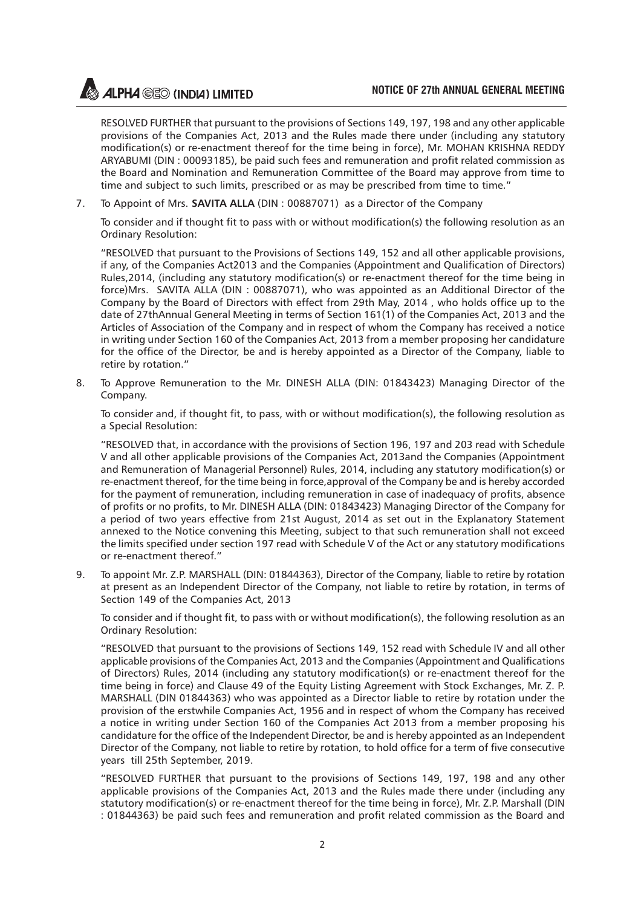RESOLVED FURTHER that pursuant to the provisions of Sections 149, 197, 198 and any other applicable provisions of the Companies Act, 2013 and the Rules made there under (including any statutory modification(s) or re-enactment thereof for the time being in force), Mr. MOHAN KRISHNA REDDY ARYABUMI (DIN : 00093185), be paid such fees and remuneration and profit related commission as the Board and Nomination and Remuneration Committee of the Board may approve from time to time and subject to such limits, prescribed or as may be prescribed from time to time."

7. To Appoint of Mrs. **SAVITA ALLA** (DIN : 00887071) as a Director of the Company

   To consider and if thought fit to pass with or without modification(s) the following resolution as an Ordinary Resolution:

   "RESOLVED that pursuant to the Provisions of Sections 149, 152 and all other applicable provisions, if any, of the Companies Act2013 and the Companies (Appointment and Qualification of Directors) Rules,2014, (including any statutory modification(s) or re-enactment thereof for the time being in force)Mrs. SAVITA ALLA (DIN : 00887071), who was appointed as an Additional Director of the Company by the Board of Directors with effect from 29th May, 2014 , who holds office up to the date of 27thAnnual General Meeting in terms of Section 161(1) of the Companies Act, 2013 and the Articles of Association of the Company and in respect of whom the Company has received a notice in writing under Section 160 of the Companies Act, 2013 from a member proposing her candidature for the office of the Director, be and is hereby appointed as a Director of the Company, liable to retire by rotation."

8. To Approve Remuneration to the Mr. DINESH ALLA (DIN: 01843423) Managing Director of the Company.

   To consider and, if thought fit, to pass, with or without modification(s), the following resolution as a Special Resolution:

   "RESOLVED that, in accordance with the provisions of Section 196, 197 and 203 read with Schedule V and all other applicable provisions of the Companies Act, 2013and the Companies (Appointment and Remuneration of Managerial Personnel) Rules, 2014, including any statutory modification(s) or re-enactment thereof, for the time being in force,approval of the Company be and is hereby accorded for the payment of remuneration, including remuneration in case of inadequacy of profits, absence of profits or no profits, to Mr. DINESH ALLA (DIN: 01843423) Managing Director of the Company for a period of two years effective from 21st August, 2014 as set out in the Explanatory Statement annexed to the Notice convening this Meeting, subject to that such remuneration shall not exceed the limits specified under section 197 read with Schedule V of the Act or any statutory modifications or re-enactment thereof."

9. To appoint Mr. Z.P. MARSHALL (DIN: 01844363), Director of the Company, liable to retire by rotation at present as an Independent Director of the Company, not liable to retire by rotation, in terms of Section 149 of the Companies Act, 2013

   To consider and if thought fit, to pass with or without modification(s), the following resolution as an Ordinary Resolution:

   "RESOLVED that pursuant to the provisions of Sections 149, 152 read with Schedule IV and all other applicable provisions of the Companies Act, 2013 and the Companies (Appointment and Qualifications of Directors) Rules, 2014 (including any statutory modification(s) or re-enactment thereof for the time being in force) and Clause 49 of the Equity Listing Agreement with Stock Exchanges, Mr. Z. P. MARSHALL (DIN 01844363) who was appointed as a Director liable to retire by rotation under the provision of the erstwhile Companies Act, 1956 and in respect of whom the Company has received a notice in writing under Section 160 of the Companies Act 2013 from a member proposing his candidature for the office of the Independent Director, be and is hereby appointed as an Independent Director of the Company, not liable to retire by rotation, to hold office for a term of five consecutive years till 25th September, 2019.

   "RESOLVED FURTHER that pursuant to the provisions of Sections 149, 197, 198 and any other applicable provisions of the Companies Act, 2013 and the Rules made there under (including any statutory modification(s) or re-enactment thereof for the time being in force), Mr. Z.P. Marshall (DIN : 01844363) be paid such fees and remuneration and profit related commission as the Board and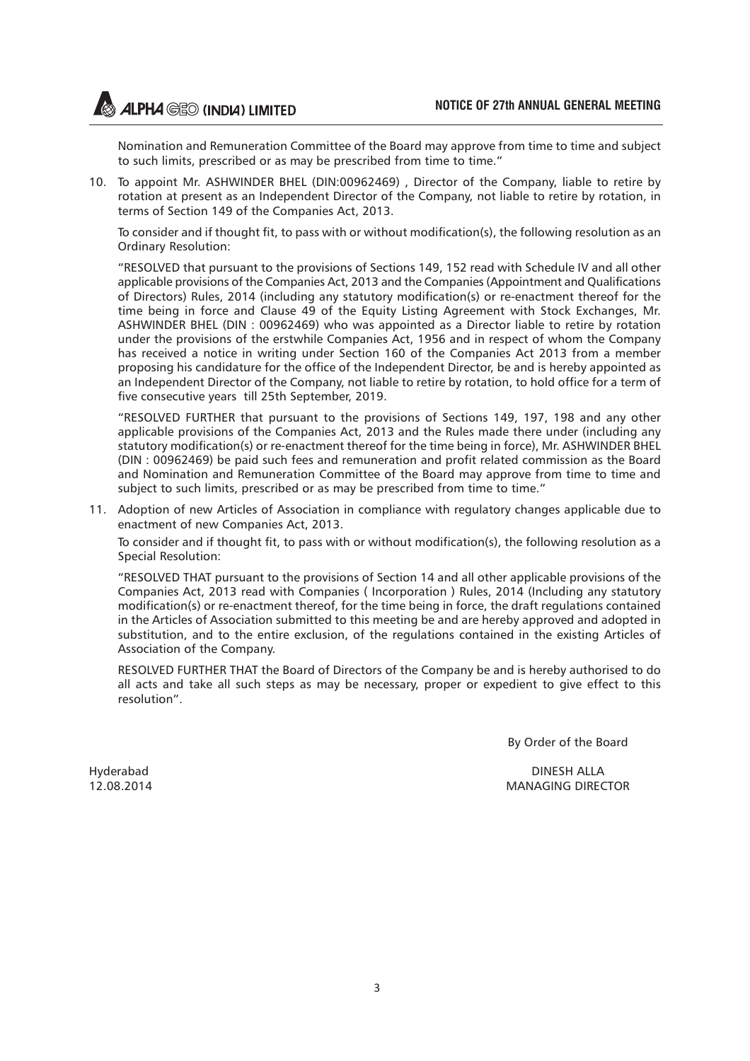Nomination and Remuneration Committee of the Board may approve from time to time and subject to such limits, prescribed or as may be prescribed from time to time."

10. To appoint Mr. ASHWINDER BHEL (DIN:00962469) , Director of the Company, liable to retire by rotation at present as an Independent Director of the Company, not liable to retire by rotation, in terms of Section 149 of the Companies Act, 2013.

    To consider and if thought fit, to pass with or without modification(s), the following resolution as an Ordinary Resolution:

    "RESOLVED that pursuant to the provisions of Sections 149, 152 read with Schedule IV and all other applicable provisions of the Companies Act, 2013 and the Companies (Appointment and Qualifications of Directors) Rules, 2014 (including any statutory modification(s) or re-enactment thereof for the time being in force and Clause 49 of the Equity Listing Agreement with Stock Exchanges, Mr. ASHWINDER BHEL (DIN : 00962469) who was appointed as a Director liable to retire by rotation under the provisions of the erstwhile Companies Act, 1956 and in respect of whom the Company has received a notice in writing under Section 160 of the Companies Act 2013 from a member proposing his candidature for the office of the Independent Director, be and is hereby appointed as an Independent Director of the Company, not liable to retire by rotation, to hold office for a term of five consecutive years till 25th September, 2019.

    "RESOLVED FURTHER that pursuant to the provisions of Sections 149, 197, 198 and any other applicable provisions of the Companies Act, 2013 and the Rules made there under (including any statutory modification(s) or re-enactment thereof for the time being in force), Mr. ASHWINDER BHEL (DIN : 00962469) be paid such fees and remuneration and profit related commission as the Board and Nomination and Remuneration Committee of the Board may approve from time to time and subject to such limits, prescribed or as may be prescribed from time to time."

11. Adoption of new Articles of Association in compliance with regulatory changes applicable due to enactment of new Companies Act, 2013.

    To consider and if thought fit, to pass with or without modification(s), the following resolution as a Special Resolution:

    "RESOLVED THAT pursuant to the provisions of Section 14 and all other applicable provisions of the Companies Act, 2013 read with Companies ( Incorporation ) Rules, 2014 (Including any statutory modification(s) or re-enactment thereof, for the time being in force, the draft regulations contained in the Articles of Association submitted to this meeting be and are hereby approved and adopted in substitution, and to the entire exclusion, of the regulations contained in the existing Articles of Association of the Company.

    RESOLVED FURTHER THAT the Board of Directors of the Company be and is hereby authorised to do all acts and take all such steps as may be necessary, proper or expedient to give effect to this resolution".

By Order of the Board

Hyderabad
12.08.2014

DINESH ALLA
MANAGING DIRECTOR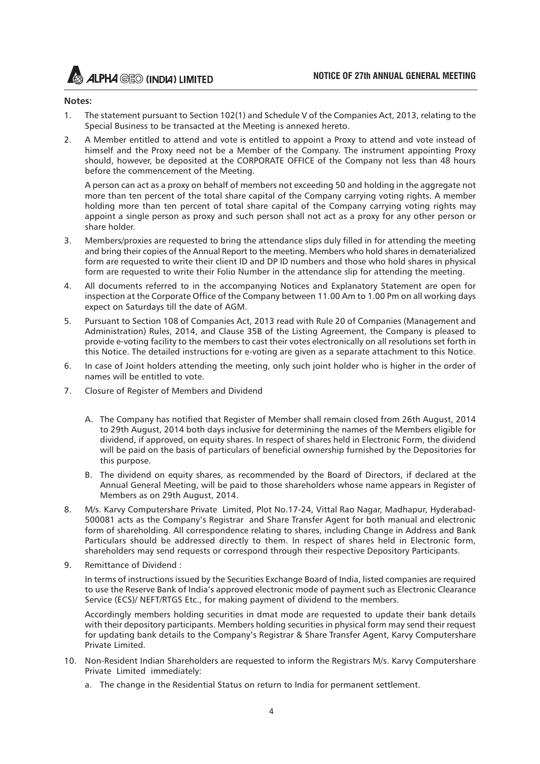**Notes:**

1. The statement pursuant to Section 102(1) and Schedule V of the Companies Act, 2013, relating to the Special Business to be transacted at the Meeting is annexed hereto.

2. A Member entitled to attend and vote is entitled to appoint a Proxy to attend and vote instead of himself and the Proxy need not be a Member of the Company. The instrument appointing Proxy should, however, be deposited at the CORPORATE OFFICE of the Company not less than 48 hours before the commencement of the Meeting.

   A person can act as a proxy on behalf of members not exceeding 50 and holding in the aggregate not more than ten percent of the total share capital of the Company carrying voting rights. A member holding more than ten percent of total share capital of the Company carrying voting rights may appoint a single person as proxy and such person shall not act as a proxy for any other person or share holder.

3. Members/proxies are requested to bring the attendance slips duly filled in for attending the meeting and bring their copies of the Annual Report to the meeting. Members who hold shares in dematerialized form are requested to write their client ID and DP ID numbers and those who hold shares in physical form are requested to write their Folio Number in the attendance slip for attending the meeting.

4. All documents referred to in the accompanying Notices and Explanatory Statement are open for inspection at the Corporate Office of the Company between 11.00 Am to 1.00 Pm on all working days expect on Saturdays till the date of AGM.

5. Pursuant to Section 108 of Companies Act, 2013 read with Rule 20 of Companies (Management and Administration) Rules, 2014, and Clause 35B of the Listing Agreement, the Company is pleased to provide e-voting facility to the members to cast their votes electronically on all resolutions set forth in this Notice. The detailed instructions for e-voting are given as a separate attachment to this Notice.

6. In case of Joint holders attending the meeting, only such joint holder who is higher in the order of names will be entitled to vote.

7. Closure of Register of Members and Dividend

   A. The Company has notified that Register of Member shall remain closed from 26th August, 2014 to 29th August, 2014 both days inclusive for determining the names of the Members eligible for dividend, if approved, on equity shares. In respect of shares held in Electronic Form, the dividend will be paid on the basis of particulars of beneficial ownership furnished by the Depositories for this purpose.

   B. The dividend on equity shares, as recommended by the Board of Directors, if declared at the Annual General Meeting, will be paid to those shareholders whose name appears in Register of Members as on 29th August, 2014.

8. M/s. Karvy Computershare Private Limited, Plot No.17-24, Vittal Rao Nagar, Madhapur, Hyderabad-500081 acts as the Company's Registrar and Share Transfer Agent for both manual and electronic form of shareholding. All correspondence relating to shares, including Change in Address and Bank Particulars should be addressed directly to them. In respect of shares held in Electronic form, shareholders may send requests or correspond through their respective Depository Participants.

9. Remittance of Dividend :

   In terms of instructions issued by the Securities Exchange Board of India, listed companies are required to use the Reserve Bank of India's approved electronic mode of payment such as Electronic Clearance Service (ECS)/ NEFT/RTGS Etc., for making payment of dividend to the members.

   Accordingly members holding securities in dmat mode are requested to update their bank details with their depository participants. Members holding securities in physical form may send their request for updating bank details to the Company's Registrar & Share Transfer Agent, Karvy Computershare Private Limited.

10. Non-Resident Indian Shareholders are requested to inform the Registrars M/s. Karvy Computershare Private Limited immediately:

    a. The change in the Residential Status on return to India for permanent settlement.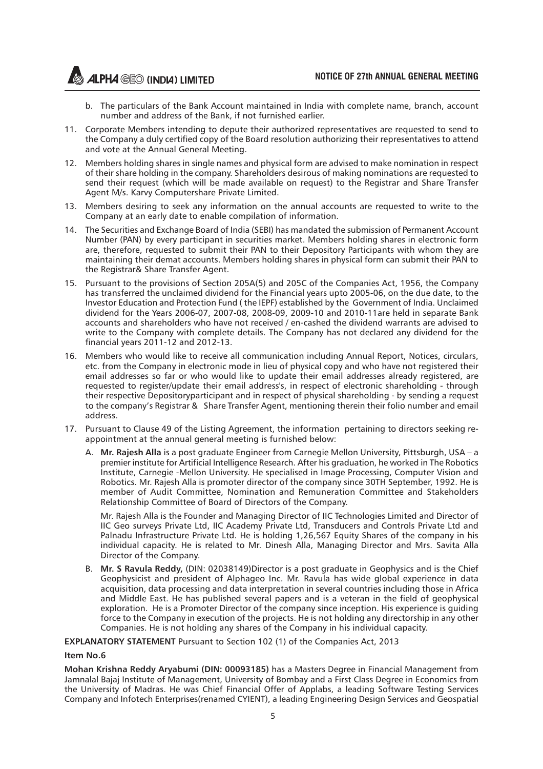b. The particulars of the Bank Account maintained in India with complete name, branch, account number and address of the Bank, if not furnished earlier.

11. Corporate Members intending to depute their authorized representatives are requested to send to the Company a duly certified copy of the Board resolution authorizing their representatives to attend and vote at the Annual General Meeting.

12. Members holding shares in single names and physical form are advised to make nomination in respect of their share holding in the company. Shareholders desirous of making nominations are requested to send their request (which will be made available on request) to the Registrar and Share Transfer Agent M/s. Karvy Computershare Private Limited.

13. Members desiring to seek any information on the annual accounts are requested to write to the Company at an early date to enable compilation of information.

14. The Securities and Exchange Board of India (SEBI) has mandated the submission of Permanent Account Number (PAN) by every participant in securities market. Members holding shares in electronic form are, therefore, requested to submit their PAN to their Depository Participants with whom they are maintaining their demat accounts. Members holding shares in physical form can submit their PAN to the Registrar& Share Transfer Agent.

15. Pursuant to the provisions of Section 205A(5) and 205C of the Companies Act, 1956, the Company has transferred the unclaimed dividend for the Financial years upto 2005-06, on the due date, to the Investor Education and Protection Fund ( the IEPF) established by the Government of India. Unclaimed dividend for the Years 2006-07, 2007-08, 2008-09, 2009-10 and 2010-11are held in separate Bank accounts and shareholders who have not received / en-cashed the dividend warrants are advised to write to the Company with complete details. The Company has not declared any dividend for the financial years 2011-12 and 2012-13.

16. Members who would like to receive all communication including Annual Report, Notices, circulars, etc. from the Company in electronic mode in lieu of physical copy and who have not registered their email addresses so far or who would like to update their email addresses already registered, are requested to register/update their email address's, in respect of electronic shareholding - through their respective Depositoryparticipant and in respect of physical shareholding - by sending a request to the company's Registrar & Share Transfer Agent, mentioning therein their folio number and email address.

17. Pursuant to Clause 49 of the Listing Agreement, the information pertaining to directors seeking re-appointment at the annual general meeting is furnished below:

A. **Mr. Rajesh Alla** is a post graduate Engineer from Carnegie Mellon University, Pittsburgh, USA – a premier institute for Artificial Intelligence Research. After his graduation, he worked in The Robotics Institute, Carnegie -Mellon University. He specialised in Image Processing, Computer Vision and Robotics. Mr. Rajesh Alla is promoter director of the company since 30TH September, 1992. He is member of Audit Committee, Nomination and Remuneration Committee and Stakeholders Relationship Committee of Board of Directors of the Company.

Mr. Rajesh Alla is the Founder and Managing Director of IIC Technologies Limited and Director of IIC Geo surveys Private Ltd, IIC Academy Private Ltd, Transducers and Controls Private Ltd and Palnadu Infrastructure Private Ltd. He is holding 1,26,567 Equity Shares of the company in his individual capacity. He is related to Mr. Dinesh Alla, Managing Director and Mrs. Savita Alla Director of the Company.

B. **Mr. S Ravula Reddy,** (DIN: 02038149)Director is a post graduate in Geophysics and is the Chief Geophysicist and president of Alphageo Inc. Mr. Ravula has wide global experience in data acquisition, data processing and data interpretation in several countries including those in Africa and Middle East. He has published several papers and is a veteran in the field of geophysical exploration. He is a Promoter Director of the company since inception. His experience is guiding force to the Company in execution of the projects. He is not holding any directorship in any other Companies. He is not holding any shares of the Company in his individual capacity.

**EXPLANATORY STATEMENT** Pursuant to Section 102 (1) of the Companies Act, 2013

**Item No.6**

**Mohan Krishna Reddy Aryabumi (DIN: 00093185)** has a Masters Degree in Financial Management from Jamnalal Bajaj Institute of Management, University of Bombay and a First Class Degree in Economics from the University of Madras. He was Chief Financial Offer of Applabs, a leading Software Testing Services Company and Infotech Enterprises(renamed CYIENT), a leading Engineering Design Services and Geospatial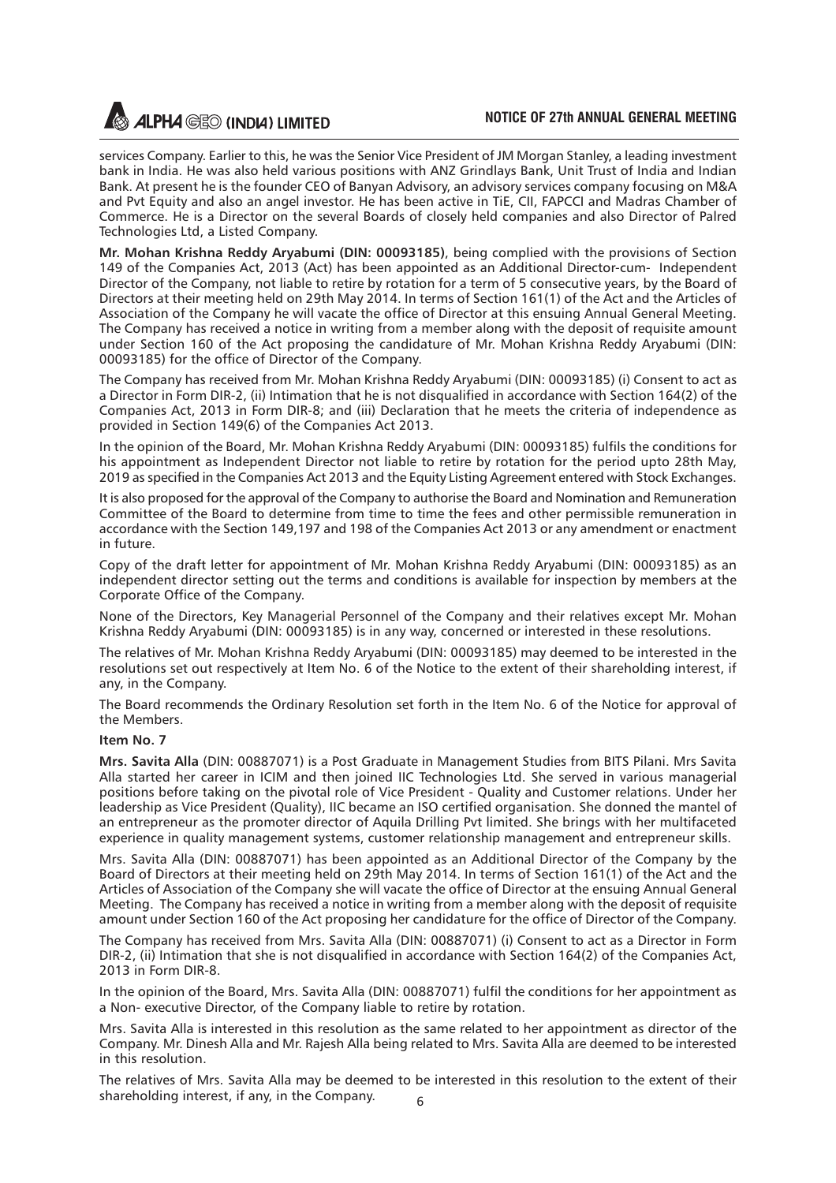services Company. Earlier to this, he was the Senior Vice President of JM Morgan Stanley, a leading investment bank in India. He was also held various positions with ANZ Grindlays Bank, Unit Trust of India and Indian Bank. At present he is the founder CEO of Banyan Advisory, an advisory services company focusing on M&A and Pvt Equity and also an angel investor. He has been active in TiE, CII, FAPCCI and Madras Chamber of Commerce. He is a Director on the several Boards of closely held companies and also Director of Palred Technologies Ltd, a Listed Company.

**Mr. Mohan Krishna Reddy Aryabumi (DIN: 00093185)**, being complied with the provisions of Section 149 of the Companies Act, 2013 (Act) has been appointed as an Additional Director-cum- Independent Director of the Company, not liable to retire by rotation for a term of 5 consecutive years, by the Board of Directors at their meeting held on 29th May 2014. In terms of Section 161(1) of the Act and the Articles of Association of the Company he will vacate the office of Director at this ensuing Annual General Meeting. The Company has received a notice in writing from a member along with the deposit of requisite amount under Section 160 of the Act proposing the candidature of Mr. Mohan Krishna Reddy Aryabumi (DIN: 00093185) for the office of Director of the Company.

The Company has received from Mr. Mohan Krishna Reddy Aryabumi (DIN: 00093185) (i) Consent to act as a Director in Form DIR-2, (ii) Intimation that he is not disqualified in accordance with Section 164(2) of the Companies Act, 2013 in Form DIR-8; and (iii) Declaration that he meets the criteria of independence as provided in Section 149(6) of the Companies Act 2013.

In the opinion of the Board, Mr. Mohan Krishna Reddy Aryabumi (DIN: 00093185) fulfils the conditions for his appointment as Independent Director not liable to retire by rotation for the period upto 28th May, 2019 as specified in the Companies Act 2013 and the Equity Listing Agreement entered with Stock Exchanges.

It is also proposed for the approval of the Company to authorise the Board and Nomination and Remuneration Committee of the Board to determine from time to time the fees and other permissible remuneration in accordance with the Section 149,197 and 198 of the Companies Act 2013 or any amendment or enactment in future.

Copy of the draft letter for appointment of Mr. Mohan Krishna Reddy Aryabumi (DIN: 00093185) as an independent director setting out the terms and conditions is available for inspection by members at the Corporate Office of the Company.

None of the Directors, Key Managerial Personnel of the Company and their relatives except Mr. Mohan Krishna Reddy Aryabumi (DIN: 00093185) is in any way, concerned or interested in these resolutions.

The relatives of Mr. Mohan Krishna Reddy Aryabumi (DIN: 00093185) may deemed to be interested in the resolutions set out respectively at Item No. 6 of the Notice to the extent of their shareholding interest, if any, in the Company.

The Board recommends the Ordinary Resolution set forth in the Item No. 6 of the Notice for approval of the Members.

**Item No. 7**

**Mrs. Savita Alla** (DIN: 00887071) is a Post Graduate in Management Studies from BITS Pilani. Mrs Savita Alla started her career in ICIM and then joined IIC Technologies Ltd. She served in various managerial positions before taking on the pivotal role of Vice President - Quality and Customer relations. Under her leadership as Vice President (Quality), IIC became an ISO certified organisation. She donned the mantel of an entrepreneur as the promoter director of Aquila Drilling Pvt limited. She brings with her multifaceted experience in quality management systems, customer relationship management and entrepreneur skills.

Mrs. Savita Alla (DIN: 00887071) has been appointed as an Additional Director of the Company by the Board of Directors at their meeting held on 29th May 2014. In terms of Section 161(1) of the Act and the Articles of Association of the Company she will vacate the office of Director at the ensuing Annual General Meeting. The Company has received a notice in writing from a member along with the deposit of requisite amount under Section 160 of the Act proposing her candidature for the office of Director of the Company.

The Company has received from Mrs. Savita Alla (DIN: 00887071) (i) Consent to act as a Director in Form DIR-2, (ii) Intimation that she is not disqualified in accordance with Section 164(2) of the Companies Act, 2013 in Form DIR-8.

In the opinion of the Board, Mrs. Savita Alla (DIN: 00887071) fulfil the conditions for her appointment as a Non- executive Director, of the Company liable to retire by rotation.

Mrs. Savita Alla is interested in this resolution as the same related to her appointment as director of the Company. Mr. Dinesh Alla and Mr. Rajesh Alla being related to Mrs. Savita Alla are deemed to be interested in this resolution.

The relatives of Mrs. Savita Alla may be deemed to be interested in this resolution to the extent of their shareholding interest, if any, in the Company.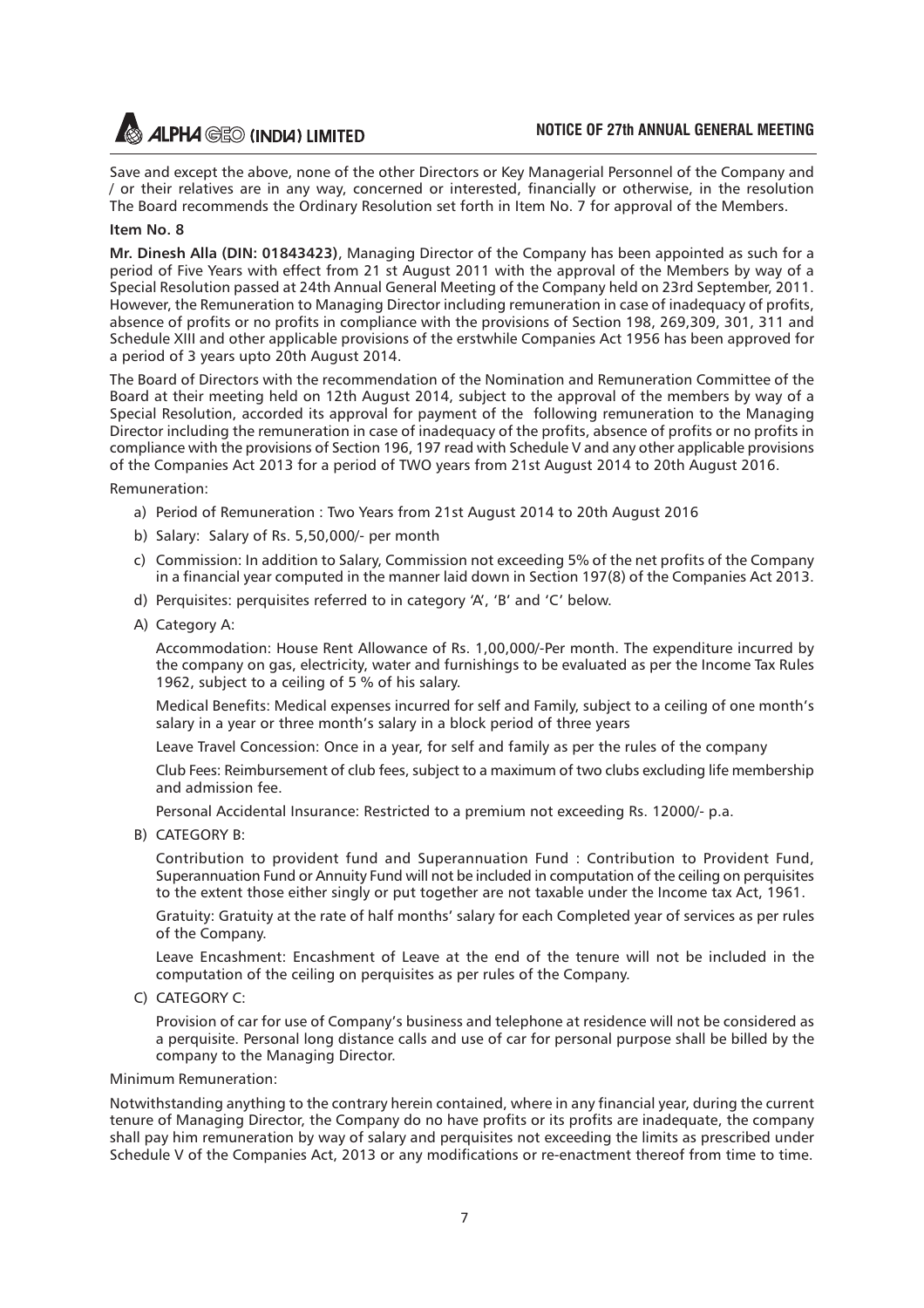Save and except the above, none of the other Directors or Key Managerial Personnel of the Company and / or their relatives are in any way, concerned or interested, financially or otherwise, in the resolution The Board recommends the Ordinary Resolution set forth in Item No. 7 for approval of the Members.

**Item No. 8**

**Mr. Dinesh Alla (DIN: 01843423)**, Managing Director of the Company has been appointed as such for a period of Five Years with effect from 21 st August 2011 with the approval of the Members by way of a Special Resolution passed at 24th Annual General Meeting of the Company held on 23rd September, 2011. However, the Remuneration to Managing Director including remuneration in case of inadequacy of profits, absence of profits or no profits in compliance with the provisions of Section 198, 269,309, 301, 311 and Schedule XIII and other applicable provisions of the erstwhile Companies Act 1956 has been approved for a period of 3 years upto 20th August 2014.

The Board of Directors with the recommendation of the Nomination and Remuneration Committee of the Board at their meeting held on 12th August 2014, subject to the approval of the members by way of a Special Resolution, accorded its approval for payment of the following remuneration to the Managing Director including the remuneration in case of inadequacy of the profits, absence of profits or no profits in compliance with the provisions of Section 196, 197 read with Schedule V and any other applicable provisions of the Companies Act 2013 for a period of TWO years from 21st August 2014 to 20th August 2016.

Remuneration:

a) Period of Remuneration : Two Years from 21st August 2014 to 20th August 2016

b) Salary: Salary of Rs. 5,50,000/- per month

c) Commission: In addition to Salary, Commission not exceeding 5% of the net profits of the Company in a financial year computed in the manner laid down in Section 197(8) of the Companies Act 2013.

d) Perquisites: perquisites referred to in category 'A', 'B' and 'C' below.

A) Category A:

Accommodation: House Rent Allowance of Rs. 1,00,000/-Per month. The expenditure incurred by the company on gas, electricity, water and furnishings to be evaluated as per the Income Tax Rules 1962, subject to a ceiling of 5 % of his salary.

Medical Benefits: Medical expenses incurred for self and Family, subject to a ceiling of one month's salary in a year or three month's salary in a block period of three years

Leave Travel Concession: Once in a year, for self and family as per the rules of the company

Club Fees: Reimbursement of club fees, subject to a maximum of two clubs excluding life membership and admission fee.

Personal Accidental Insurance: Restricted to a premium not exceeding Rs. 12000/- p.a.

B) CATEGORY B:

Contribution to provident fund and Superannuation Fund : Contribution to Provident Fund, Superannuation Fund or Annuity Fund will not be included in computation of the ceiling on perquisites to the extent those either singly or put together are not taxable under the Income tax Act, 1961.

Gratuity: Gratuity at the rate of half months' salary for each Completed year of services as per rules of the Company.

Leave Encashment: Encashment of Leave at the end of the tenure will not be included in the computation of the ceiling on perquisites as per rules of the Company.

C) CATEGORY C:

Provision of car for use of Company's business and telephone at residence will not be considered as a perquisite. Personal long distance calls and use of car for personal purpose shall be billed by the company to the Managing Director.

Minimum Remuneration:

Notwithstanding anything to the contrary herein contained, where in any financial year, during the current tenure of Managing Director, the Company do no have profits or its profits are inadequate, the company shall pay him remuneration by way of salary and perquisites not exceeding the limits as prescribed under Schedule V of the Companies Act, 2013 or any modifications or re-enactment thereof from time to time.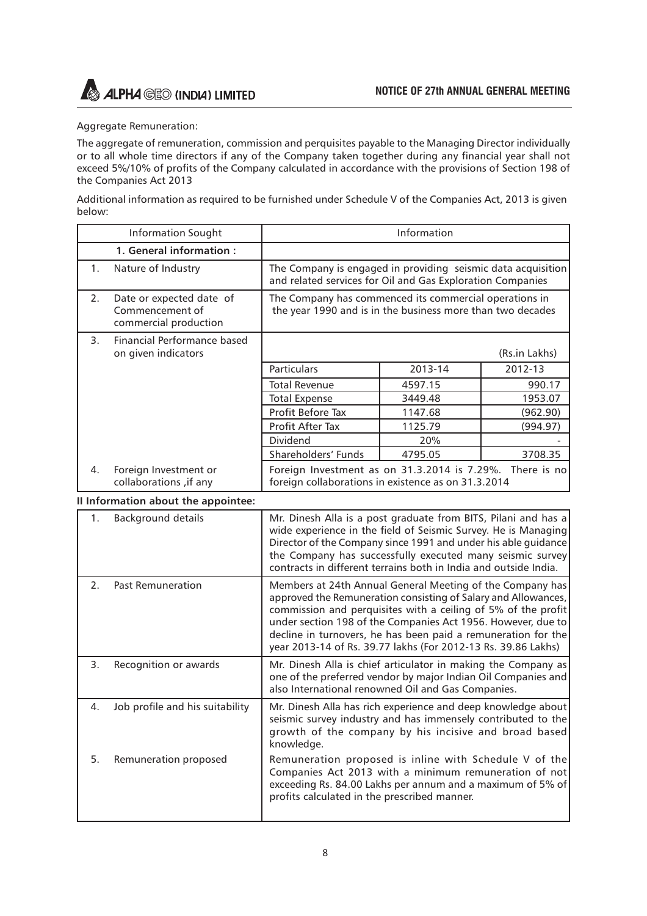Aggregate Remuneration:

The aggregate of remuneration, commission and perquisites payable to the Managing Director individually or to all whole time directors if any of the Company taken together during any financial year shall not exceed 5%/10% of profits of the Company calculated in accordance with the provisions of Section 198 of the Companies Act 2013

Additional information as required to be furnished under Schedule V of the Companies Act, 2013 is given below:

| | Information Sought | Information | | |
|---|---|---|---|---|
| | **1. General information :** | | | |
| 1. | Nature of Industry | The Company is engaged in providing seismic data acquisition and related services for Oil and Gas Exploration Companies | | |
| 2. | Date or expected date of Commencement of commercial production | The Company has commenced its commercial operations in the year 1990 and is in the business more than two decades | | |
| 3. | Financial Performance based on given indicators | | | (Rs.in Lakhs) |
| | | Particulars | 2013-14 | 2012-13 |
| | | Total Revenue | 4597.15 | 990.17 |
| | | Total Expense | 3449.48 | 1953.07 |
| | | Profit Before Tax | 1147.68 | (962.90) |
| | | Profit After Tax | 1125.79 | (994.97) |
| | | Dividend | 20% | - |
| | | Shareholders' Funds | 4795.05 | 3708.35 |
| 4. | Foreign Investment or collaborations ,if any | Foreign Investment as on 31.3.2014 is 7.29%. There is no foreign collaborations in existence as on 31.3.2014 | | |

**II Information about the appointee:**

| | | |
|---|---|---|
| 1. | Background details | Mr. Dinesh Alla is a post graduate from BITS, Pilani and has a wide experience in the field of Seismic Survey. He is Managing Director of the Company since 1991 and under his able guidance the Company has successfully executed many seismic survey contracts in different terrains both in India and outside India. |
| 2. | Past Remuneration | Members at 24th Annual General Meeting of the Company has approved the Remuneration consisting of Salary and Allowances, commission and perquisites with a ceiling of 5% of the profit under section 198 of the Companies Act 1956. However, due to decline in turnovers, he has been paid a remuneration for the year 2013-14 of Rs. 39.77 lakhs (For 2012-13 Rs. 39.86 Lakhs) |
| 3. | Recognition or awards | Mr. Dinesh Alla is chief articulator in making the Company as one of the preferred vendor by major Indian Oil Companies and also International renowned Oil and Gas Companies. |
| 4. | Job profile and his suitability | Mr. Dinesh Alla has rich experience and deep knowledge about seismic survey industry and has immensely contributed to the growth of the company by his incisive and broad based knowledge. |
| 5. | Remuneration proposed | Remuneration proposed is inline with Schedule V of the Companies Act 2013 with a minimum remuneration of not exceeding Rs. 84.00 Lakhs per annum and a maximum of 5% of profits calculated in the prescribed manner. |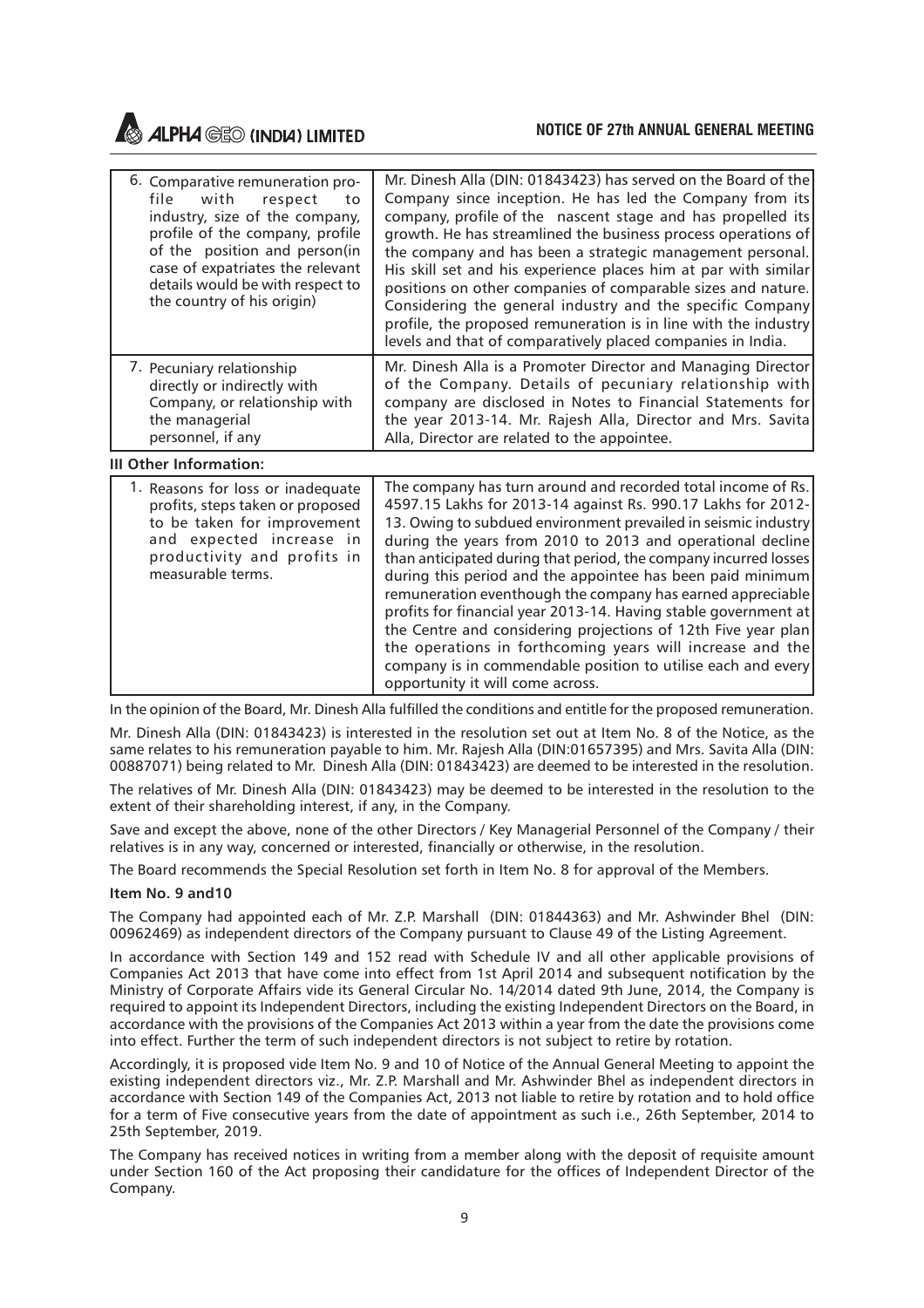| | |
|---|---|
| 6. Comparative remuneration profile with respect to industry, size of the company, profile of the company, profile of the position and person(in case of expatriates the relevant details would be with respect to the country of his origin) | Mr. Dinesh Alla (DIN: 01843423) has served on the Board of the Company since inception. He has led the Company from its company, profile of the nascent stage and has propelled its growth. He has streamlined the business process operations of the company and has been a strategic management personal. His skill set and his experience places him at par with similar positions on other companies of comparable sizes and nature. Considering the general industry and the specific Company profile, the proposed remuneration is in line with the industry levels and that of comparatively placed companies in India. |
| 7. Pecuniary relationship directly or indirectly with Company, or relationship with the managerial personnel, if any | Mr. Dinesh Alla is a Promoter Director and Managing Director of the Company. Details of pecuniary relationship with company are disclosed in Notes to Financial Statements for the year 2013-14. Mr. Rajesh Alla, Director and Mrs. Savita Alla, Director are related to the appointee. |

**III Other Information:**

| | |
|---|---|
| 1. Reasons for loss or inadequate profits, steps taken or proposed to be taken for improvement and expected increase in productivity and profits in measurable terms. | The company has turn around and recorded total income of Rs. 4597.15 Lakhs for 2013-14 against Rs. 990.17 Lakhs for 2012-13. Owing to subdued environment prevailed in seismic industry during the years from 2010 to 2013 and operational decline than anticipated during that period, the company incurred losses during this period and the appointee has been paid minimum remuneration eventhough the company has earned appreciable profits for financial year 2013-14. Having stable government at the Centre and considering projections of 12th Five year plan the operations in forthcoming years will increase and the company is in commendable position to utilise each and every opportunity it will come across. |

In the opinion of the Board, Mr. Dinesh Alla fulfilled the conditions and entitle for the proposed remuneration.

Mr. Dinesh Alla (DIN: 01843423) is interested in the resolution set out at Item No. 8 of the Notice, as the same relates to his remuneration payable to him. Mr. Rajesh Alla (DIN:01657395) and Mrs. Savita Alla (DIN: 00887071) being related to Mr. Dinesh Alla (DIN: 01843423) are deemed to be interested in the resolution.

The relatives of Mr. Dinesh Alla (DIN: 01843423) may be deemed to be interested in the resolution to the extent of their shareholding interest, if any, in the Company.

Save and except the above, none of the other Directors / Key Managerial Personnel of the Company / their relatives is in any way, concerned or interested, financially or otherwise, in the resolution.

The Board recommends the Special Resolution set forth in Item No. 8 for approval of the Members.

**Item No. 9 and10**

The Company had appointed each of Mr. Z.P. Marshall (DIN: 01844363) and Mr. Ashwinder Bhel (DIN: 00962469) as independent directors of the Company pursuant to Clause 49 of the Listing Agreement.

In accordance with Section 149 and 152 read with Schedule IV and all other applicable provisions of Companies Act 2013 that have come into effect from 1st April 2014 and subsequent notification by the Ministry of Corporate Affairs vide its General Circular No. 14/2014 dated 9th June, 2014, the Company is required to appoint its Independent Directors, including the existing Independent Directors on the Board, in accordance with the provisions of the Companies Act 2013 within a year from the date the provisions come into effect. Further the term of such independent directors is not subject to retire by rotation.

Accordingly, it is proposed vide Item No. 9 and 10 of Notice of the Annual General Meeting to appoint the existing independent directors viz., Mr. Z.P. Marshall and Mr. Ashwinder Bhel as independent directors in accordance with Section 149 of the Companies Act, 2013 not liable to retire by rotation and to hold office for a term of Five consecutive years from the date of appointment as such i.e., 26th September, 2014 to 25th September, 2019.

The Company has received notices in writing from a member along with the deposit of requisite amount under Section 160 of the Act proposing their candidature for the offices of Independent Director of the Company.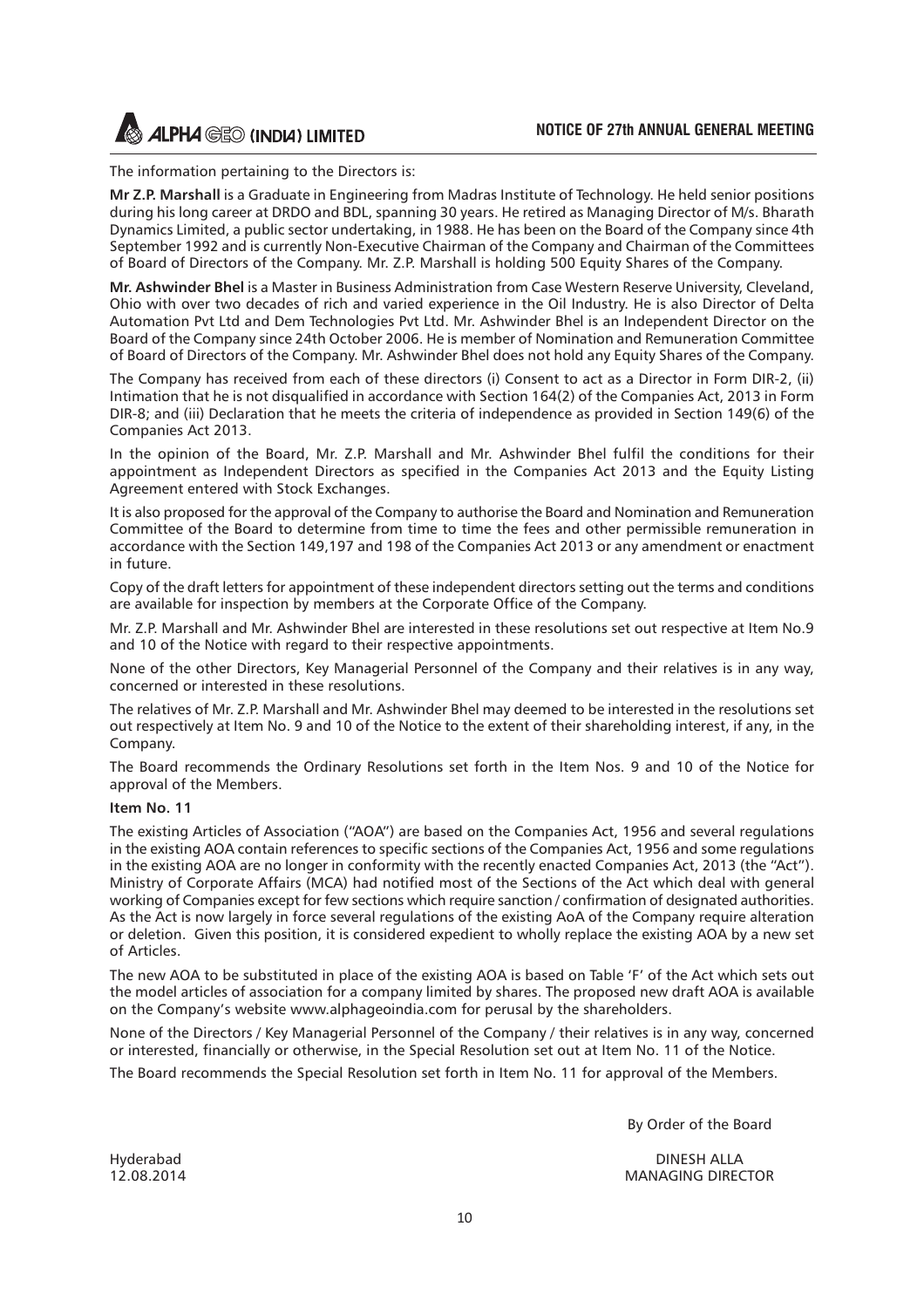The information pertaining to the Directors is:

**Mr Z.P. Marshall** is a Graduate in Engineering from Madras Institute of Technology. He held senior positions during his long career at DRDO and BDL, spanning 30 years. He retired as Managing Director of M/s. Bharath Dynamics Limited, a public sector undertaking, in 1988. He has been on the Board of the Company since 4th September 1992 and is currently Non-Executive Chairman of the Company and Chairman of the Committees of Board of Directors of the Company. Mr. Z.P. Marshall is holding 500 Equity Shares of the Company.

**Mr. Ashwinder Bhel** is a Master in Business Administration from Case Western Reserve University, Cleveland, Ohio with over two decades of rich and varied experience in the Oil Industry. He is also Director of Delta Automation Pvt Ltd and Dem Technologies Pvt Ltd. Mr. Ashwinder Bhel is an Independent Director on the Board of the Company since 24th October 2006. He is member of Nomination and Remuneration Committee of Board of Directors of the Company. Mr. Ashwinder Bhel does not hold any Equity Shares of the Company.

The Company has received from each of these directors (i) Consent to act as a Director in Form DIR-2, (ii) Intimation that he is not disqualified in accordance with Section 164(2) of the Companies Act, 2013 in Form DIR-8; and (iii) Declaration that he meets the criteria of independence as provided in Section 149(6) of the Companies Act 2013.

In the opinion of the Board, Mr. Z.P. Marshall and Mr. Ashwinder Bhel fulfil the conditions for their appointment as Independent Directors as specified in the Companies Act 2013 and the Equity Listing Agreement entered with Stock Exchanges.

It is also proposed for the approval of the Company to authorise the Board and Nomination and Remuneration Committee of the Board to determine from time to time the fees and other permissible remuneration in accordance with the Section 149,197 and 198 of the Companies Act 2013 or any amendment or enactment in future.

Copy of the draft letters for appointment of these independent directors setting out the terms and conditions are available for inspection by members at the Corporate Office of the Company.

Mr. Z.P. Marshall and Mr. Ashwinder Bhel are interested in these resolutions set out respective at Item No.9 and 10 of the Notice with regard to their respective appointments.

None of the other Directors, Key Managerial Personnel of the Company and their relatives is in any way, concerned or interested in these resolutions.

The relatives of Mr. Z.P. Marshall and Mr. Ashwinder Bhel may deemed to be interested in the resolutions set out respectively at Item No. 9 and 10 of the Notice to the extent of their shareholding interest, if any, in the Company.

The Board recommends the Ordinary Resolutions set forth in the Item Nos. 9 and 10 of the Notice for approval of the Members.

**Item No. 11**

The existing Articles of Association ("AOA") are based on the Companies Act, 1956 and several regulations in the existing AOA contain references to specific sections of the Companies Act, 1956 and some regulations in the existing AOA are no longer in conformity with the recently enacted Companies Act, 2013 (the "Act"). Ministry of Corporate Affairs (MCA) had notified most of the Sections of the Act which deal with general working of Companies except for few sections which require sanction / confirmation of designated authorities. As the Act is now largely in force several regulations of the existing AoA of the Company require alteration or deletion. Given this position, it is considered expedient to wholly replace the existing AOA by a new set of Articles.

The new AOA to be substituted in place of the existing AOA is based on Table 'F' of the Act which sets out the model articles of association for a company limited by shares. The proposed new draft AOA is available on the Company's website www.alphageoindia.com for perusal by the shareholders.

None of the Directors / Key Managerial Personnel of the Company / their relatives is in any way, concerned or interested, financially or otherwise, in the Special Resolution set out at Item No. 11 of the Notice.

The Board recommends the Special Resolution set forth in Item No. 11 for approval of the Members.

By Order of the Board

Hyderabad
12.08.2014

DINESH ALLA
MANAGING DIRECTOR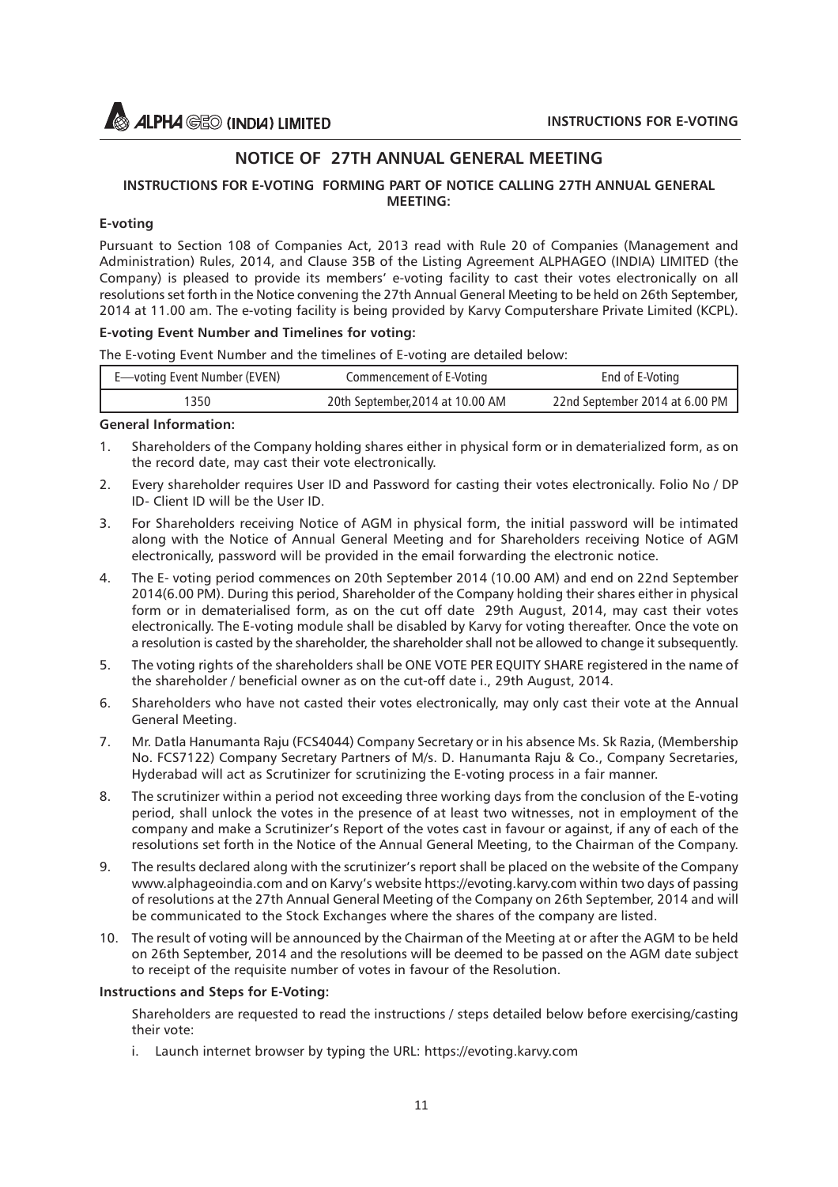# NOTICE OF 27TH ANNUAL GENERAL MEETING

### INSTRUCTIONS FOR E-VOTING FORMING PART OF NOTICE CALLING 27TH ANNUAL GENERAL MEETING:

**E-voting**

Pursuant to Section 108 of Companies Act, 2013 read with Rule 20 of Companies (Management and Administration) Rules, 2014, and Clause 35B of the Listing Agreement ALPHAGEO (INDIA) LIMITED (the Company) is pleased to provide its members' e-voting facility to cast their votes electronically on all resolutions set forth in the Notice convening the 27th Annual General Meeting to be held on 26th September, 2014 at 11.00 am. The e-voting facility is being provided by Karvy Computershare Private Limited (KCPL).

**E-voting Event Number and Timelines for voting:**

The E-voting Event Number and the timelines of E-voting are detailed below:

| E—voting Event Number (EVEN) | Commencement of E-Voting | End of E-Voting |
|---|---|---|
| 1350 | 20th September,2014 at 10.00 AM | 22nd September 2014 at 6.00 PM |

**General Information:**

1. Shareholders of the Company holding shares either in physical form or in dematerialized form, as on the record date, may cast their vote electronically.
2. Every shareholder requires User ID and Password for casting their votes electronically. Folio No / DP ID- Client ID will be the User ID.
3. For Shareholders receiving Notice of AGM in physical form, the initial password will be intimated along with the Notice of Annual General Meeting and for Shareholders receiving Notice of AGM electronically, password will be provided in the email forwarding the electronic notice.
4. The E- voting period commences on 20th September 2014 (10.00 AM) and end on 22nd September 2014(6.00 PM). During this period, Shareholder of the Company holding their shares either in physical form or in dematerialised form, as on the cut off date 29th August, 2014, may cast their votes electronically. The E-voting module shall be disabled by Karvy for voting thereafter. Once the vote on a resolution is casted by the shareholder, the shareholder shall not be allowed to change it subsequently.
5. The voting rights of the shareholders shall be ONE VOTE PER EQUITY SHARE registered in the name of the shareholder / beneficial owner as on the cut-off date i., 29th August, 2014.
6. Shareholders who have not casted their votes electronically, may only cast their vote at the Annual General Meeting.
7. Mr. Datla Hanumanta Raju (FCS4044) Company Secretary or in his absence Ms. Sk Razia, (Membership No. FCS7122) Company Secretary Partners of M/s. D. Hanumanta Raju & Co., Company Secretaries, Hyderabad will act as Scrutinizer for scrutinizing the E-voting process in a fair manner.
8. The scrutinizer within a period not exceeding three working days from the conclusion of the E-voting period, shall unlock the votes in the presence of at least two witnesses, not in employment of the company and make a Scrutinizer's Report of the votes cast in favour or against, if any of each of the resolutions set forth in the Notice of the Annual General Meeting, to the Chairman of the Company.
9. The results declared along with the scrutinizer's report shall be placed on the website of the Company www.alphageoindia.com and on Karvy's website https://evoting.karvy.com within two days of passing of resolutions at the 27th Annual General Meeting of the Company on 26th September, 2014 and will be communicated to the Stock Exchanges where the shares of the company are listed.
10. The result of voting will be announced by the Chairman of the Meeting at or after the AGM to be held on 26th September, 2014 and the resolutions will be deemed to be passed on the AGM date subject to receipt of the requisite number of votes in favour of the Resolution.

**Instructions and Steps for E-Voting:**

Shareholders are requested to read the instructions / steps detailed below before exercising/casting their vote:

i. Launch internet browser by typing the URL: https://evoting.karvy.com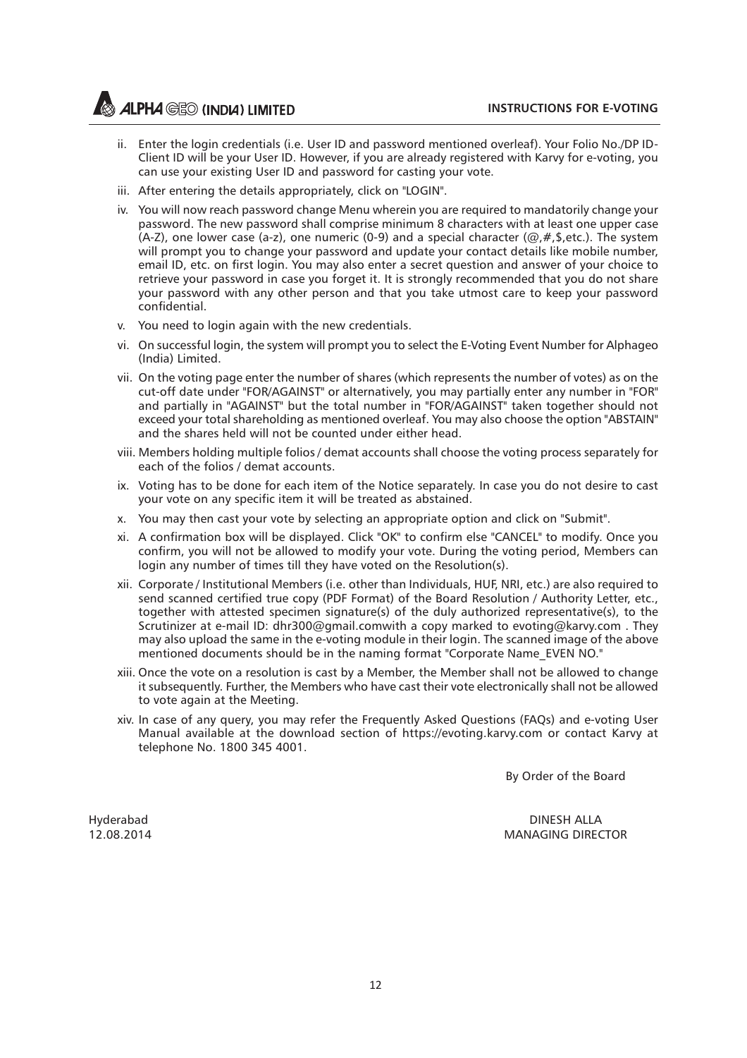ii. Enter the login credentials (i.e. User ID and password mentioned overleaf). Your Folio No./DP ID-Client ID will be your User ID. However, if you are already registered with Karvy for e-voting, you can use your existing User ID and password for casting your vote.

iii. After entering the details appropriately, click on "LOGIN".

iv. You will now reach password change Menu wherein you are required to mandatorily change your password. The new password shall comprise minimum 8 characters with at least one upper case (A-Z), one lower case (a-z), one numeric (0-9) and a special character (@,#,$,etc.). The system will prompt you to change your password and update your contact details like mobile number, email ID, etc. on first login. You may also enter a secret question and answer of your choice to retrieve your password in case you forget it. It is strongly recommended that you do not share your password with any other person and that you take utmost care to keep your password confidential.

v. You need to login again with the new credentials.

vi. On successful login, the system will prompt you to select the E-Voting Event Number for Alphageo (India) Limited.

vii. On the voting page enter the number of shares (which represents the number of votes) as on the cut-off date under "FOR/AGAINST" or alternatively, you may partially enter any number in "FOR" and partially in "AGAINST" but the total number in "FOR/AGAINST" taken together should not exceed your total shareholding as mentioned overleaf. You may also choose the option "ABSTAIN" and the shares held will not be counted under either head.

viii. Members holding multiple folios / demat accounts shall choose the voting process separately for each of the folios / demat accounts.

ix. Voting has to be done for each item of the Notice separately. In case you do not desire to cast your vote on any specific item it will be treated as abstained.

x. You may then cast your vote by selecting an appropriate option and click on "Submit".

xi. A confirmation box will be displayed. Click "OK" to confirm else "CANCEL" to modify. Once you confirm, you will not be allowed to modify your vote. During the voting period, Members can login any number of times till they have voted on the Resolution(s).

xii. Corporate / Institutional Members (i.e. other than Individuals, HUF, NRI, etc.) are also required to send scanned certified true copy (PDF Format) of the Board Resolution / Authority Letter, etc., together with attested specimen signature(s) of the duly authorized representative(s), to the Scrutinizer at e-mail ID: dhr300@gmail.comwith a copy marked to evoting@karvy.com . They may also upload the same in the e-voting module in their login. The scanned image of the above mentioned documents should be in the naming format "Corporate Name_EVEN NO."

xiii. Once the vote on a resolution is cast by a Member, the Member shall not be allowed to change it subsequently. Further, the Members who have cast their vote electronically shall not be allowed to vote again at the Meeting.

xiv. In case of any query, you may refer the Frequently Asked Questions (FAQs) and e-voting User Manual available at the download section of https://evoting.karvy.com or contact Karvy at telephone No. 1800 345 4001.

By Order of the Board

Hyderabad
12.08.2014

DINESH ALLA
MANAGING DIRECTOR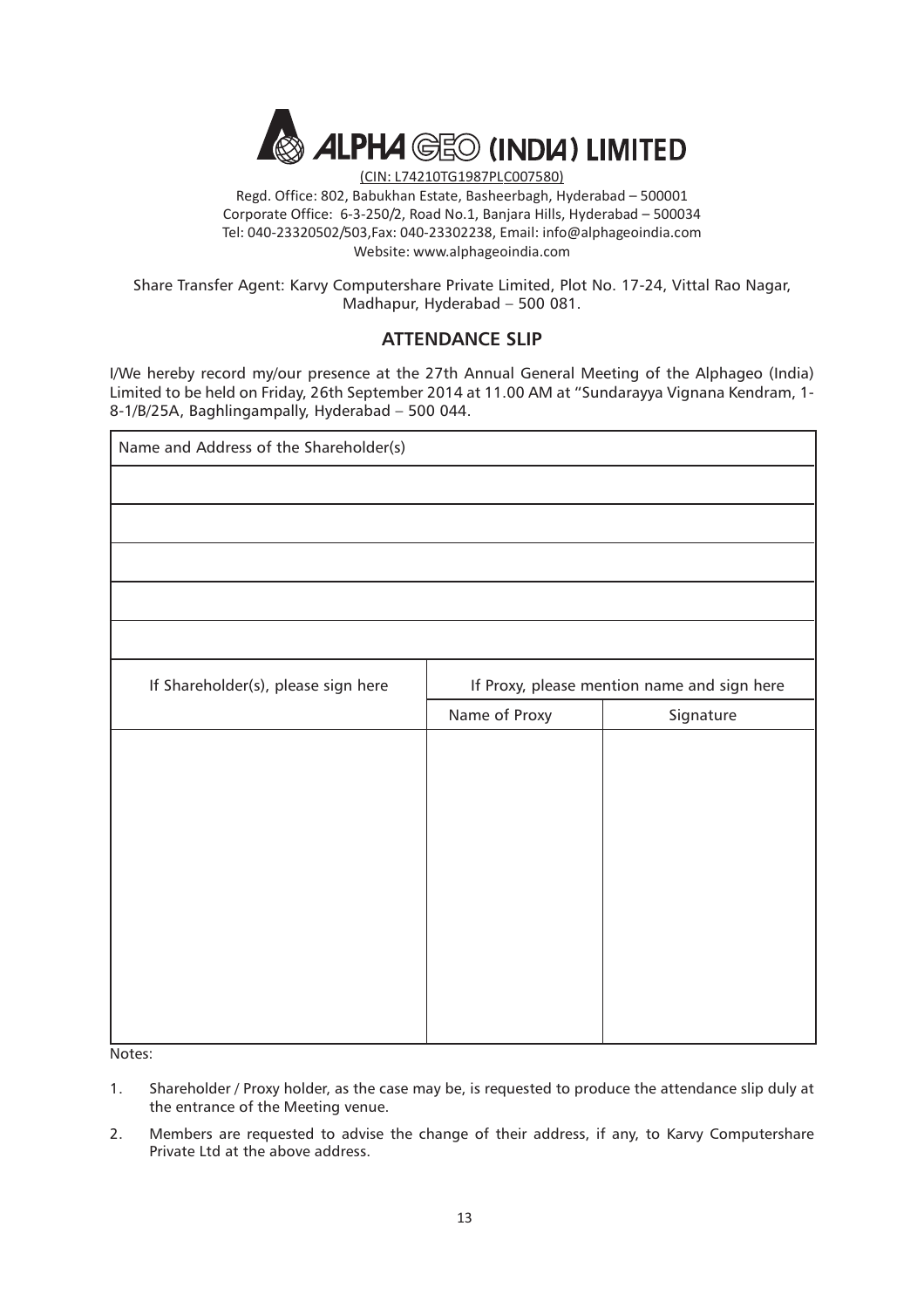# ALPHA GEO (INDIA) LIMITED

(CIN: L74210TG1987PLC007580)

Regd. Office: 802, Babukhan Estate, Basheerbagh, Hyderabad – 500001
Corporate Office: 6-3-250/2, Road No.1, Banjara Hills, Hyderabad – 500034
Tel: 040-23320502/503,Fax: 040-23302238, Email: info@alphageoindia.com
Website: www.alphageoindia.com

Share Transfer Agent: Karvy Computershare Private Limited, Plot No. 17-24, Vittal Rao Nagar, Madhapur, Hyderabad – 500 081.

## ATTENDANCE SLIP

I/We hereby record my/our presence at the 27th Annual General Meeting of the Alphageo (India) Limited to be held on Friday, 26th September 2014 at 11.00 AM at "Sundarayya Vignana Kendram, 1-8-1/B/25A, Baghlingampally, Hyderabad – 500 044.

| Name and Address of the Shareholder(s) | | |
|---|---|---|
| | | |
| | | |
| | | |
| | | |
| | | |
| If Shareholder(s), please sign here | If Proxy, please mention name and sign here | |
| | Name of Proxy | Signature |
| | | |

Notes:

1. Shareholder / Proxy holder, as the case may be, is requested to produce the attendance slip duly at the entrance of the Meeting venue.
2. Members are requested to advise the change of their address, if any, to Karvy Computershare Private Ltd at the above address.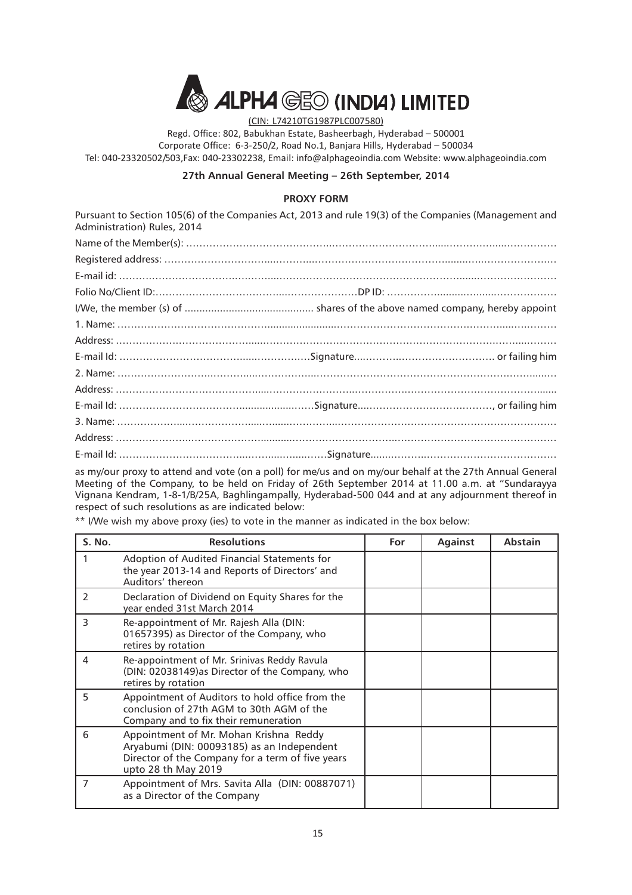# ALPHA GEO (INDIA) LIMITED

(CIN: L74210TG1987PLC007580)

Regd. Office: 802, Babukhan Estate, Basheerbagh, Hyderabad – 500001
Corporate Office: 6-3-250/2, Road No.1, Banjara Hills, Hyderabad – 500034
Tel: 040-23320502/503,Fax: 040-23302238, Email: info@alphageoindia.com Website: www.alphageoindia.com

**27th Annual General Meeting – 26th September, 2014**

## PROXY FORM

Pursuant to Section 105(6) of the Companies Act, 2013 and rule 19(3) of the Companies (Management and Administration) Rules, 2014

Name of the Member(s): ……………………………………………………………………………………………

Registered address: ……………………………………………………………………………………………………

E-mail id: ……………………………………………………………………………………………………………

Folio No/Client ID:……………………………………………………DP ID: ……………………………………

I/We, the member (s) of ........................................... shares of the above named company, hereby appoint

1. Name: ……………………………………………………………………………………………………………

Address: ……………………………………………………………………………………………………………

E-mail Id: ……………………………………………………Signature……………………………………… or failing him

2. Name: ……………………………………………………………………………………………………………

Address: ……………………………………………………………………………………………………………

E-mail Id: ……………………………………………………Signature………………………………………, or failing him

3. Name: ……………………………………………………………………………………………………………

Address: ……………………………………………………………………………………………………………

E-mail Id: ……………………………………………………Signature………………………………………………

as my/our proxy to attend and vote (on a poll) for me/us and on my/our behalf at the 27th Annual General Meeting of the Company, to be held on Friday of 26th September 2014 at 11.00 a.m. at "Sundarayya Vignana Kendram, 1-8-1/B/25A, Baghlingampally, Hyderabad-500 044 and at any adjournment thereof in respect of such resolutions as are indicated below:

** I/We wish my above proxy (ies) to vote in the manner as indicated in the box below:

| S. No. | Resolutions | For | Against | Abstain |
|---|---|---|---|---|
| 1 | Adoption of Audited Financial Statements for the year 2013-14 and Reports of Directors' and Auditors' thereon | | | |
| 2 | Declaration of Dividend on Equity Shares for the year ended 31st March 2014 | | | |
| 3 | Re-appointment of Mr. Rajesh Alla (DIN: 01657395) as Director of the Company, who retires by rotation | | | |
| 4 | Re-appointment of Mr. Srinivas Reddy Ravula (DIN: 02038149)as Director of the Company, who retires by rotation | | | |
| 5 | Appointment of Auditors to hold office from the conclusion of 27th AGM to 30th AGM of the Company and to fix their remuneration | | | |
| 6 | Appointment of Mr. Mohan Krishna Reddy Aryabumi (DIN: 00093185) as an Independent Director of the Company for a term of five years upto 28 th May 2019 | | | |
| 7 | Appointment of Mrs. Savita Alla (DIN: 00887071) as a Director of the Company | | | |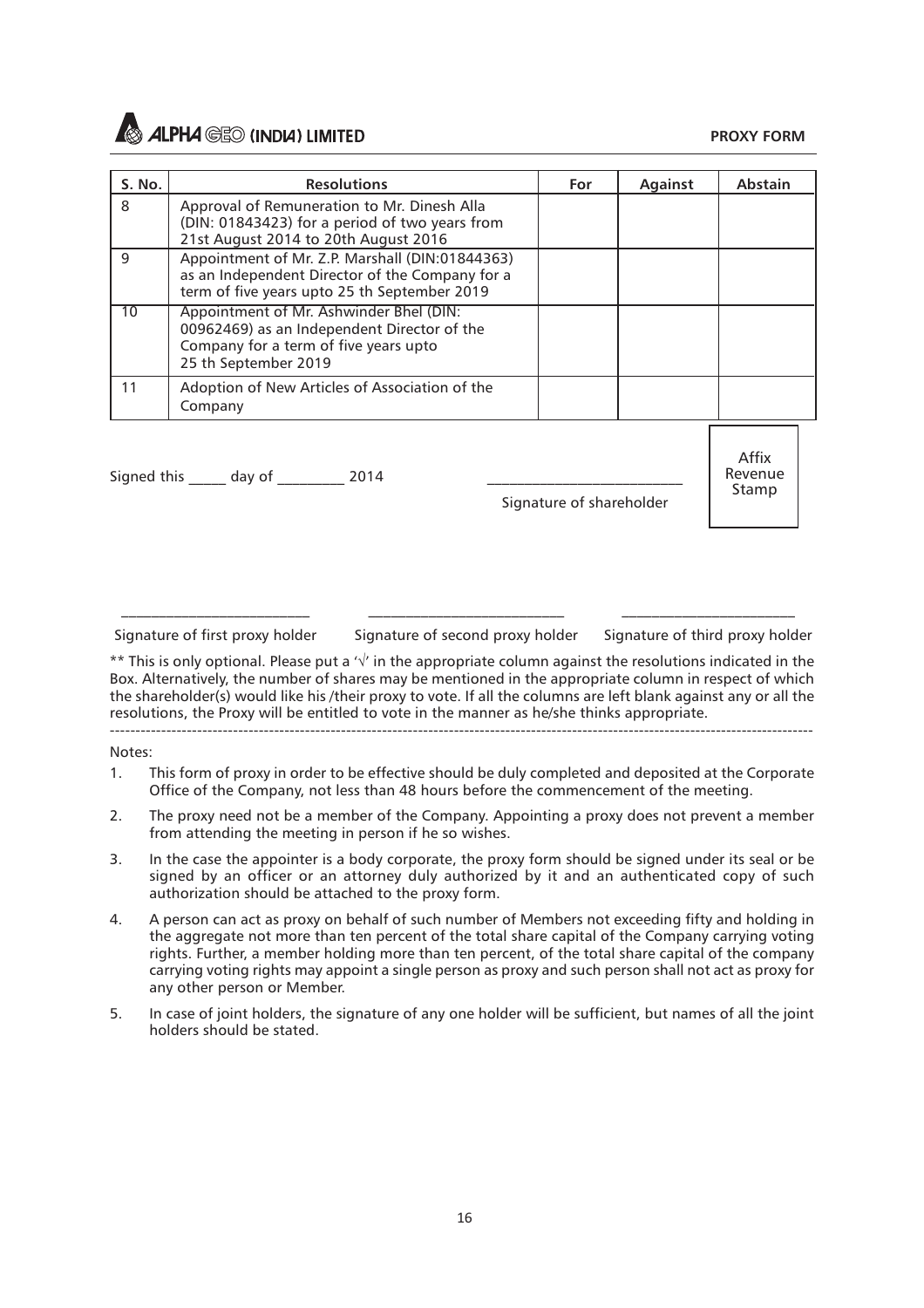| S. No. | Resolutions | For | Against | Abstain |
|---|---|---|---|---|
| 8 | Approval of Remuneration to Mr. Dinesh Alla (DIN: 01843423) for a period of two years from 21st August 2014 to 20th August 2016 | | | |
| 9 | Appointment of Mr. Z.P. Marshall (DIN:01844363) as an Independent Director of the Company for a term of five years upto 25 th September 2019 | | | |
| 10 | Appointment of Mr. Ashwinder Bhel (DIN: 00962469) as an Independent Director of the Company for a term of five years upto 25 th September 2019 | | | |
| 11 | Adoption of New Articles of Association of the Company | | | |

Signed this _____ day of _________ 2014

_________________________
Signature of shareholder

Affix Revenue Stamp

_________________________ _________________________ _________________________

Signature of first proxy holder     Signature of second proxy holder     Signature of third proxy holder

** This is only optional. Please put a '√' in the appropriate column against the resolutions indicated in the Box. Alternatively, the number of shares may be mentioned in the appropriate column in respect of which the shareholder(s) would like his /their proxy to vote. If all the columns are left blank against any or all the resolutions, the Proxy will be entitled to vote in the manner as he/she thinks appropriate.

---

Notes:

1. This form of proxy in order to be effective should be duly completed and deposited at the Corporate Office of the Company, not less than 48 hours before the commencement of the meeting.
2. The proxy need not be a member of the Company. Appointing a proxy does not prevent a member from attending the meeting in person if he so wishes.
3. In the case the appointer is a body corporate, the proxy form should be signed under its seal or be signed by an officer or an attorney duly authorized by it and an authenticated copy of such authorization should be attached to the proxy form.
4. A person can act as proxy on behalf of such number of Members not exceeding fifty and holding in the aggregate not more than ten percent of the total share capital of the Company carrying voting rights. Further, a member holding more than ten percent, of the total share capital of the company carrying voting rights may appoint a single person as proxy and such person shall not act as proxy for any other person or Member.
5. In case of joint holders, the signature of any one holder will be sufficient, but names of all the joint holders should be stated.